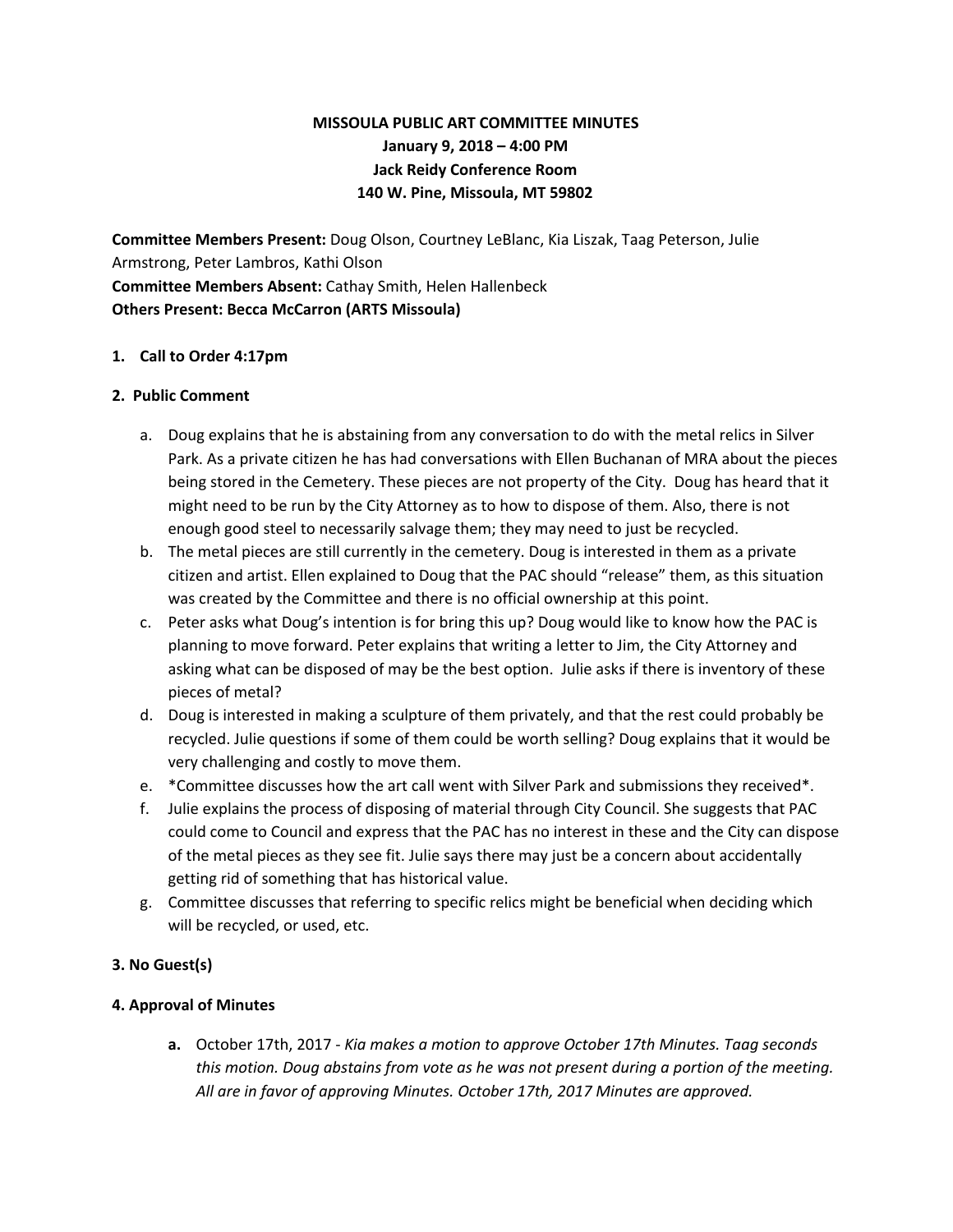**MISSOULA PUBLIC ART COMMITTEE MINUTES**
**January 9, 2018 – 4:00 PM**
**Jack Reidy Conference Room**
**140 W. Pine, Missoula, MT 59802**

**Committee Members Present:** Doug Olson, Courtney LeBlanc, Kia Liszak, Taag Peterson, Julie Armstrong, Peter Lambros, Kathi Olson
**Committee Members Absent:** Cathay Smith, Helen Hallenbeck
**Others Present: Becca McCarron (ARTS Missoula)**

**1. Call to Order 4:17pm**

**2. Public Comment**

a. Doug explains that he is abstaining from any conversation to do with the metal relics in Silver Park. As a private citizen he has had conversations with Ellen Buchanan of MRA about the pieces being stored in the Cemetery. These pieces are not property of the City. Doug has heard that it might need to be run by the City Attorney as to how to dispose of them. Also, there is not enough good steel to necessarily salvage them; they may need to just be recycled.

b. The metal pieces are still currently in the cemetery. Doug is interested in them as a private citizen and artist. Ellen explained to Doug that the PAC should "release" them, as this situation was created by the Committee and there is no official ownership at this point.

c. Peter asks what Doug's intention is for bring this up? Doug would like to know how the PAC is planning to move forward. Peter explains that writing a letter to Jim, the City Attorney and asking what can be disposed of may be the best option. Julie asks if there is inventory of these pieces of metal?

d. Doug is interested in making a sculpture of them privately, and that the rest could probably be recycled. Julie questions if some of them could be worth selling? Doug explains that it would be very challenging and costly to move them.

e. *Committee discusses how the art call went with Silver Park and submissions they received*.

f. Julie explains the process of disposing of material through City Council. She suggests that PAC could come to Council and express that the PAC has no interest in these and the City can dispose of the metal pieces as they see fit. Julie says there may just be a concern about accidentally getting rid of something that has historical value.

g. Committee discusses that referring to specific relics might be beneficial when deciding which will be recycled, or used, etc.

**3. No Guest(s)**

**4. Approval of Minutes**

a. October 17th, 2017 - *Kia makes a motion to approve October 17th Minutes. Taag seconds this motion. Doug abstains from vote as he was not present during a portion of the meeting. All are in favor of approving Minutes. October 17th, 2017 Minutes are approved.*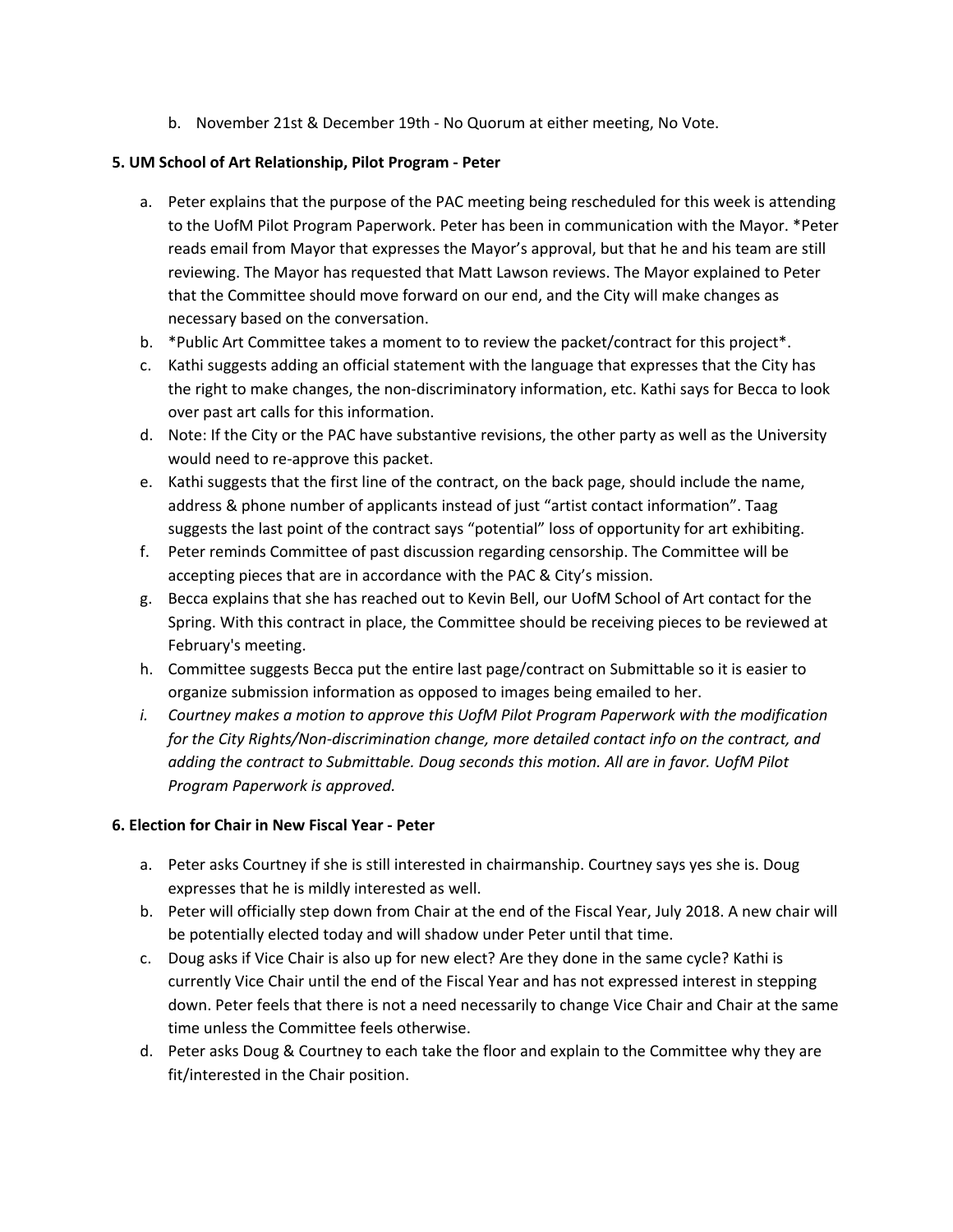b. November 21st & December 19th - No Quorum at either meeting, No Vote.

**5. UM School of Art Relationship, Pilot Program - Peter**

a. Peter explains that the purpose of the PAC meeting being rescheduled for this week is attending to the UofM Pilot Program Paperwork. Peter has been in communication with the Mayor. *Peter reads email from Mayor that expresses the Mayor's approval, but that he and his team are still reviewing. The Mayor has requested that Matt Lawson reviews. The Mayor explained to Peter that the Committee should move forward on our end, and the City will make changes as necessary based on the conversation.

b. *Public Art Committee takes a moment to to review the packet/contract for this project*.

c. Kathi suggests adding an official statement with the language that expresses that the City has the right to make changes, the non-discriminatory information, etc. Kathi says for Becca to look over past art calls for this information.

d. Note: If the City or the PAC have substantive revisions, the other party as well as the University would need to re-approve this packet.

e. Kathi suggests that the first line of the contract, on the back page, should include the name, address & phone number of applicants instead of just "artist contact information". Taag suggests the last point of the contract says "potential" loss of opportunity for art exhibiting.

f. Peter reminds Committee of past discussion regarding censorship. The Committee will be accepting pieces that are in accordance with the PAC & City's mission.

g. Becca explains that she has reached out to Kevin Bell, our UofM School of Art contact for the Spring. With this contract in place, the Committee should be receiving pieces to be reviewed at February's meeting.

h. Committee suggests Becca put the entire last page/contract on Submittable so it is easier to organize submission information as opposed to images being emailed to her.

i. *Courtney makes a motion to approve this UofM Pilot Program Paperwork with the modification for the City Rights/Non-discrimination change, more detailed contact info on the contract, and adding the contract to Submittable. Doug seconds this motion. All are in favor. UofM Pilot Program Paperwork is approved.*

**6. Election for Chair in New Fiscal Year - Peter**

a. Peter asks Courtney if she is still interested in chairmanship. Courtney says yes she is. Doug expresses that he is mildly interested as well.

b. Peter will officially step down from Chair at the end of the Fiscal Year, July 2018. A new chair will be potentially elected today and will shadow under Peter until that time.

c. Doug asks if Vice Chair is also up for new elect? Are they done in the same cycle? Kathi is currently Vice Chair until the end of the Fiscal Year and has not expressed interest in stepping down. Peter feels that there is not a need necessarily to change Vice Chair and Chair at the same time unless the Committee feels otherwise.

d. Peter asks Doug & Courtney to each take the floor and explain to the Committee why they are fit/interested in the Chair position.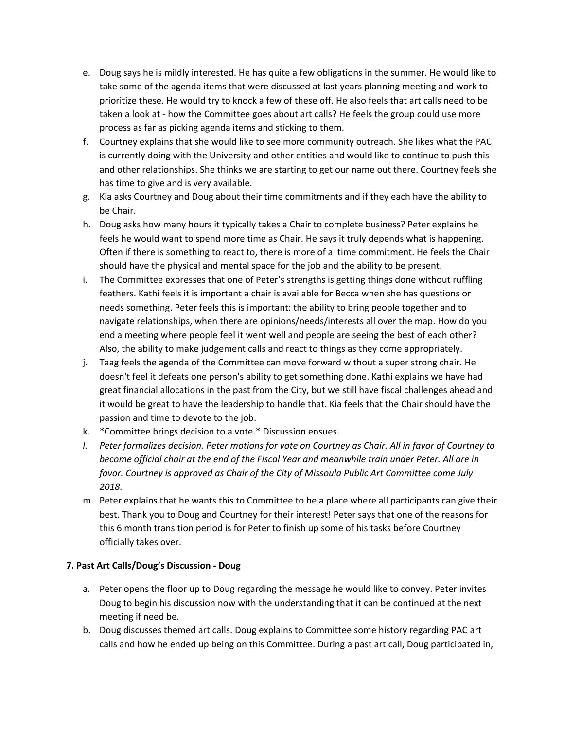e. Doug says he is mildly interested. He has quite a few obligations in the summer. He would like to take some of the agenda items that were discussed at last years planning meeting and work to prioritize these. He would try to knock a few of these off. He also feels that art calls need to be taken a look at - how the Committee goes about art calls? He feels the group could use more process as far as picking agenda items and sticking to them.

f. Courtney explains that she would like to see more community outreach. She likes what the PAC is currently doing with the University and other entities and would like to continue to push this and other relationships. She thinks we are starting to get our name out there. Courtney feels she has time to give and is very available.

g. Kia asks Courtney and Doug about their time commitments and if they each have the ability to be Chair.

h. Doug asks how many hours it typically takes a Chair to complete business? Peter explains he feels he would want to spend more time as Chair. He says it truly depends what is happening. Often if there is something to react to, there is more of a time commitment. He feels the Chair should have the physical and mental space for the job and the ability to be present.

i. The Committee expresses that one of Peter's strengths is getting things done without ruffling feathers. Kathi feels it is important a chair is available for Becca when she has questions or needs something. Peter feels this is important: the ability to bring people together and to navigate relationships, when there are opinions/needs/interests all over the map. How do you end a meeting where people feel it went well and people are seeing the best of each other? Also, the ability to make judgement calls and react to things as they come appropriately.

j. Taag feels the agenda of the Committee can move forward without a super strong chair. He doesn't feel it defeats one person's ability to get something done. Kathi explains we have had great financial allocations in the past from the City, but we still have fiscal challenges ahead and it would be great to have the leadership to handle that. Kia feels that the Chair should have the passion and time to devote to the job.

k. *Committee brings decision to a vote.* Discussion ensues.

l. *Peter formalizes decision. Peter motions for vote on Courtney as Chair. All in favor of Courtney to become official chair at the end of the Fiscal Year and meanwhile train under Peter. All are in favor. Courtney is approved as Chair of the City of Missoula Public Art Committee come July 2018.*

m. Peter explains that he wants this to Committee to be a place where all participants can give their best. Thank you to Doug and Courtney for their interest! Peter says that one of the reasons for this 6 month transition period is for Peter to finish up some of his tasks before Courtney officially takes over.

**7. Past Art Calls/Doug's Discussion - Doug**

a. Peter opens the floor up to Doug regarding the message he would like to convey. Peter invites Doug to begin his discussion now with the understanding that it can be continued at the next meeting if need be.

b. Doug discusses themed art calls. Doug explains to Committee some history regarding PAC art calls and how he ended up being on this Committee. During a past art call, Doug participated in,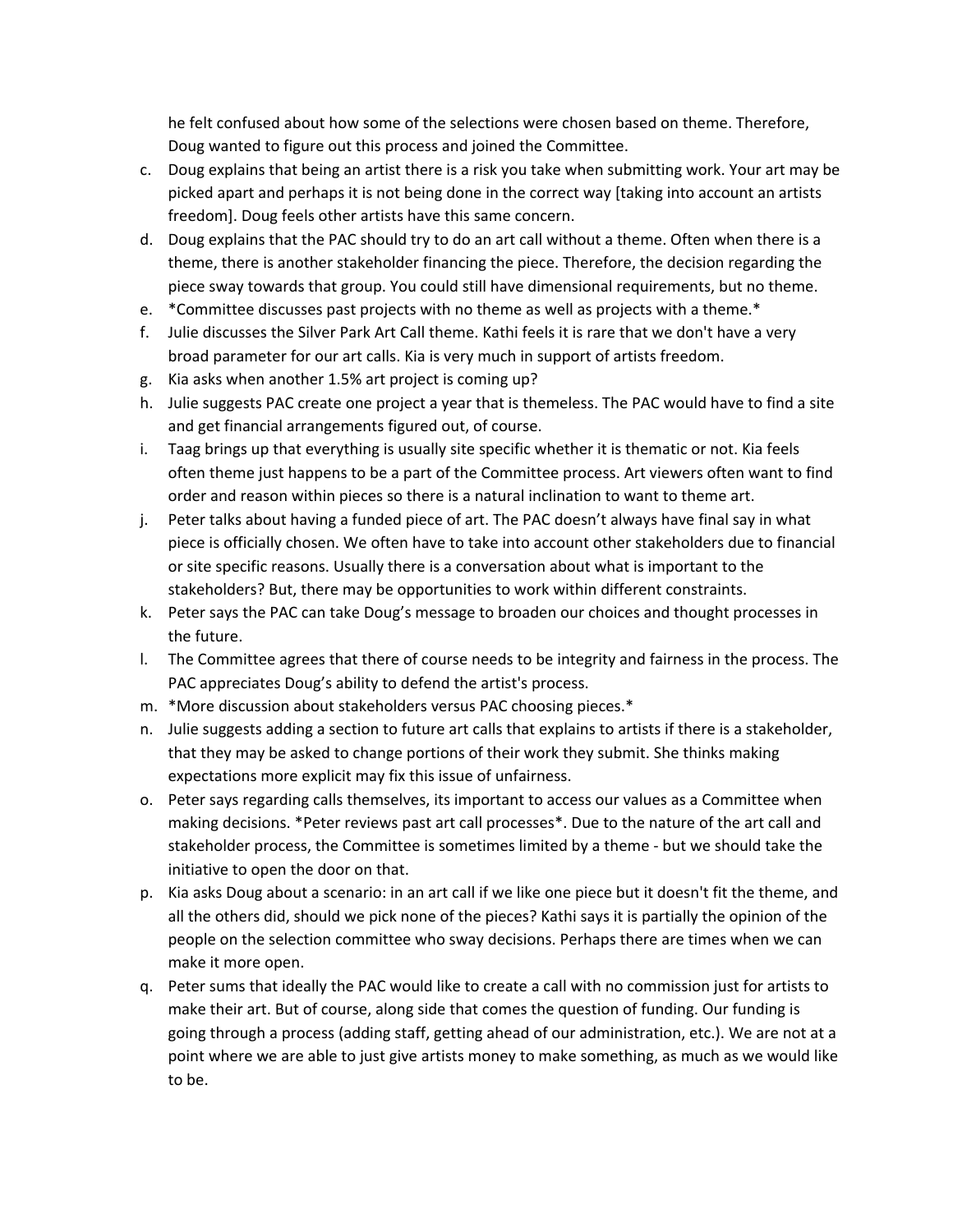he felt confused about how some of the selections were chosen based on theme. Therefore, Doug wanted to figure out this process and joined the Committee.

c. Doug explains that being an artist there is a risk you take when submitting work. Your art may be picked apart and perhaps it is not being done in the correct way [taking into account an artists freedom]. Doug feels other artists have this same concern.
d. Doug explains that the PAC should try to do an art call without a theme. Often when there is a theme, there is another stakeholder financing the piece. Therefore, the decision regarding the piece sway towards that group. You could still have dimensional requirements, but no theme.
e. *Committee discusses past projects with no theme as well as projects with a theme.*
f. Julie discusses the Silver Park Art Call theme. Kathi feels it is rare that we don't have a very broad parameter for our art calls. Kia is very much in support of artists freedom.
g. Kia asks when another 1.5% art project is coming up?
h. Julie suggests PAC create one project a year that is themeless. The PAC would have to find a site and get financial arrangements figured out, of course.
i. Taag brings up that everything is usually site specific whether it is thematic or not. Kia feels often theme just happens to be a part of the Committee process. Art viewers often want to find order and reason within pieces so there is a natural inclination to want to theme art.
j. Peter talks about having a funded piece of art. The PAC doesn't always have final say in what piece is officially chosen. We often have to take into account other stakeholders due to financial or site specific reasons. Usually there is a conversation about what is important to the stakeholders? But, there may be opportunities to work within different constraints.
k. Peter says the PAC can take Doug's message to broaden our choices and thought processes in the future.
l. The Committee agrees that there of course needs to be integrity and fairness in the process. The PAC appreciates Doug's ability to defend the artist's process.
m. *More discussion about stakeholders versus PAC choosing pieces.*
n. Julie suggests adding a section to future art calls that explains to artists if there is a stakeholder, that they may be asked to change portions of their work they submit. She thinks making expectations more explicit may fix this issue of unfairness.
o. Peter says regarding calls themselves, its important to access our values as a Committee when making decisions. *Peter reviews past art call processes*. Due to the nature of the art call and stakeholder process, the Committee is sometimes limited by a theme - but we should take the initiative to open the door on that.
p. Kia asks Doug about a scenario: in an art call if we like one piece but it doesn't fit the theme, and all the others did, should we pick none of the pieces? Kathi says it is partially the opinion of the people on the selection committee who sway decisions. Perhaps there are times when we can make it more open.
q. Peter sums that ideally the PAC would like to create a call with no commission just for artists to make their art. But of course, along side that comes the question of funding. Our funding is going through a process (adding staff, getting ahead of our administration, etc.). We are not at a point where we are able to just give artists money to make something, as much as we would like to be.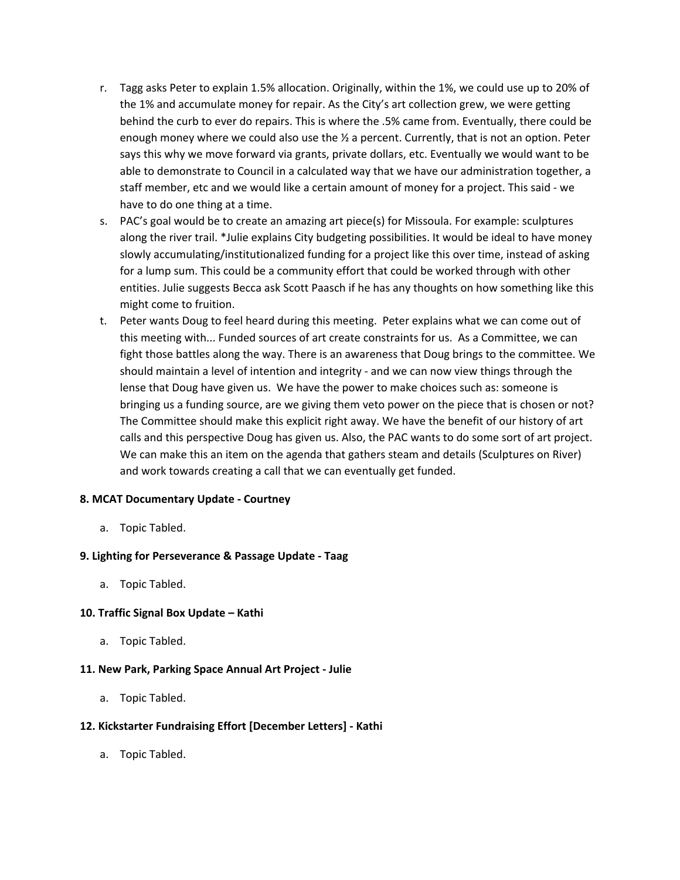r. Tagg asks Peter to explain 1.5% allocation. Originally, within the 1%, we could use up to 20% of the 1% and accumulate money for repair. As the City's art collection grew, we were getting behind the curb to ever do repairs. This is where the .5% came from. Eventually, there could be enough money where we could also use the ½ a percent. Currently, that is not an option. Peter says this why we move forward via grants, private dollars, etc. Eventually we would want to be able to demonstrate to Council in a calculated way that we have our administration together, a staff member, etc and we would like a certain amount of money for a project. This said - we have to do one thing at a time.

s. PAC's goal would be to create an amazing art piece(s) for Missoula. For example: sculptures along the river trail. *Julie explains City budgeting possibilities. It would be ideal to have money slowly accumulating/institutionalized funding for a project like this over time, instead of asking for a lump sum. This could be a community effort that could be worked through with other entities. Julie suggests Becca ask Scott Paasch if he has any thoughts on how something like this might come to fruition.

t. Peter wants Doug to feel heard during this meeting. Peter explains what we can come out of this meeting with... Funded sources of art create constraints for us. As a Committee, we can fight those battles along the way. There is an awareness that Doug brings to the committee. We should maintain a level of intention and integrity - and we can now view things through the lense that Doug have given us. We have the power to make choices such as: someone is bringing us a funding source, are we giving them veto power on the piece that is chosen or not? The Committee should make this explicit right away. We have the benefit of our history of art calls and this perspective Doug has given us. Also, the PAC wants to do some sort of art project. We can make this an item on the agenda that gathers steam and details (Sculptures on River) and work towards creating a call that we can eventually get funded.

**8. MCAT Documentary Update - Courtney**

a. Topic Tabled.

**9. Lighting for Perseverance & Passage Update - Taag**

a. Topic Tabled.

**10. Traffic Signal Box Update – Kathi**

a. Topic Tabled.

**11. New Park, Parking Space Annual Art Project - Julie**

a. Topic Tabled.

**12. Kickstarter Fundraising Effort [December Letters] - Kathi**

a. Topic Tabled.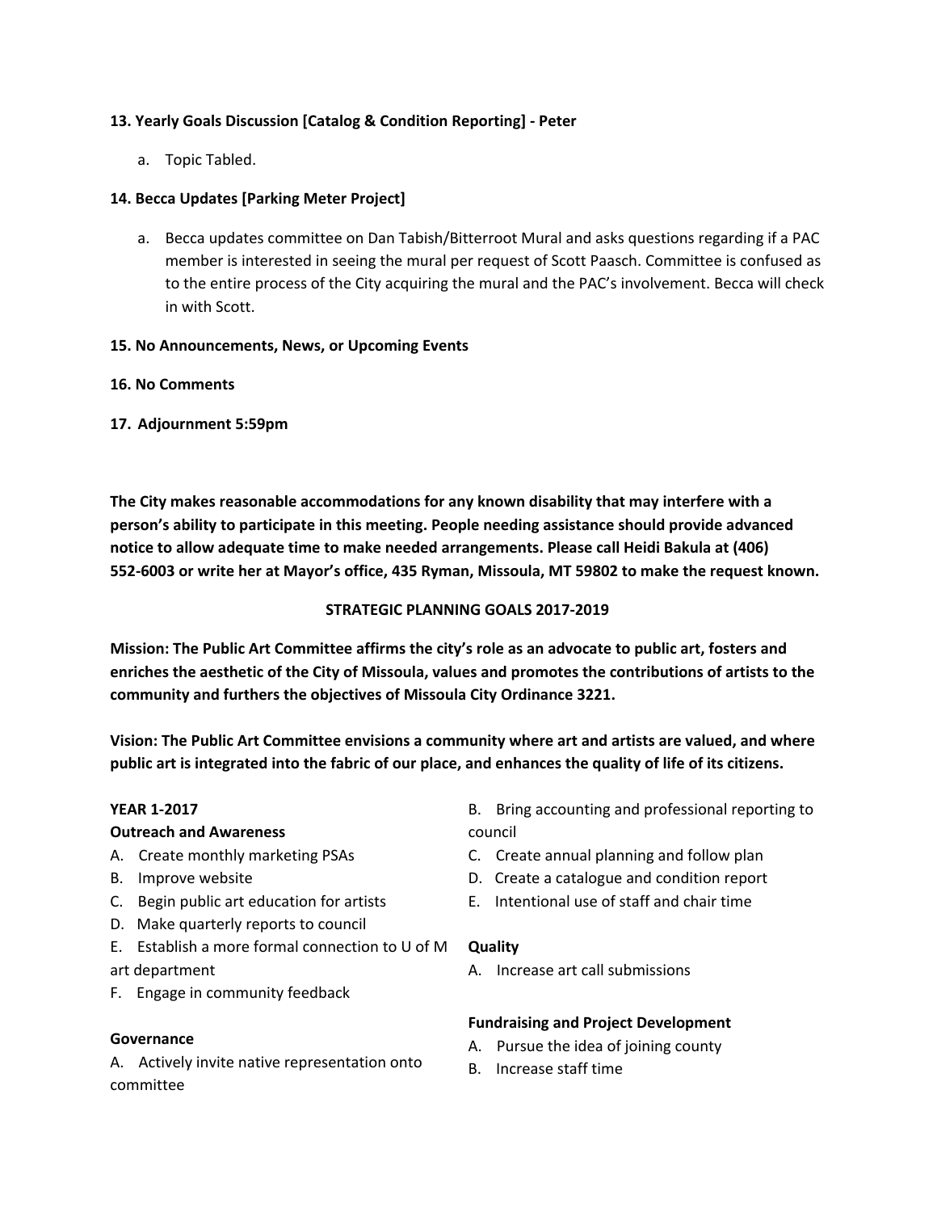**13. Yearly Goals Discussion [Catalog & Condition Reporting] - Peter**

a. Topic Tabled.

**14. Becca Updates [Parking Meter Project]**

a. Becca updates committee on Dan Tabish/Bitterroot Mural and asks questions regarding if a PAC member is interested in seeing the mural per request of Scott Paasch. Committee is confused as to the entire process of the City acquiring the mural and the PAC's involvement. Becca will check in with Scott.

**15. No Announcements, News, or Upcoming Events**

**16. No Comments**

**17. Adjournment 5:59pm**

**The City makes reasonable accommodations for any known disability that may interfere with a person's ability to participate in this meeting. People needing assistance should provide advanced notice to allow adequate time to make needed arrangements. Please call Heidi Bakula at (406) 552-6003 or write her at Mayor's office, 435 Ryman, Missoula, MT 59802 to make the request known.**

## STRATEGIC PLANNING GOALS 2017-2019

**Mission: The Public Art Committee affirms the city's role as an advocate to public art, fosters and enriches the aesthetic of the City of Missoula, values and promotes the contributions of artists to the community and furthers the objectives of Missoula City Ordinance 3221.**

**Vision: The Public Art Committee envisions a community where art and artists are valued, and where public art is integrated into the fabric of our place, and enhances the quality of life of its citizens.**

**YEAR 1-2017**

**Outreach and Awareness**

A. Create monthly marketing PSAs
B. Improve website
C. Begin public art education for artists
D. Make quarterly reports to council
E. Establish a more formal connection to U of M art department
F. Engage in community feedback

**Governance**

A. Actively invite native representation onto committee
B. Bring accounting and professional reporting to council
C. Create annual planning and follow plan
D. Create a catalogue and condition report
E. Intentional use of staff and chair time

**Quality**

A. Increase art call submissions

**Fundraising and Project Development**

A. Pursue the idea of joining county
B. Increase staff time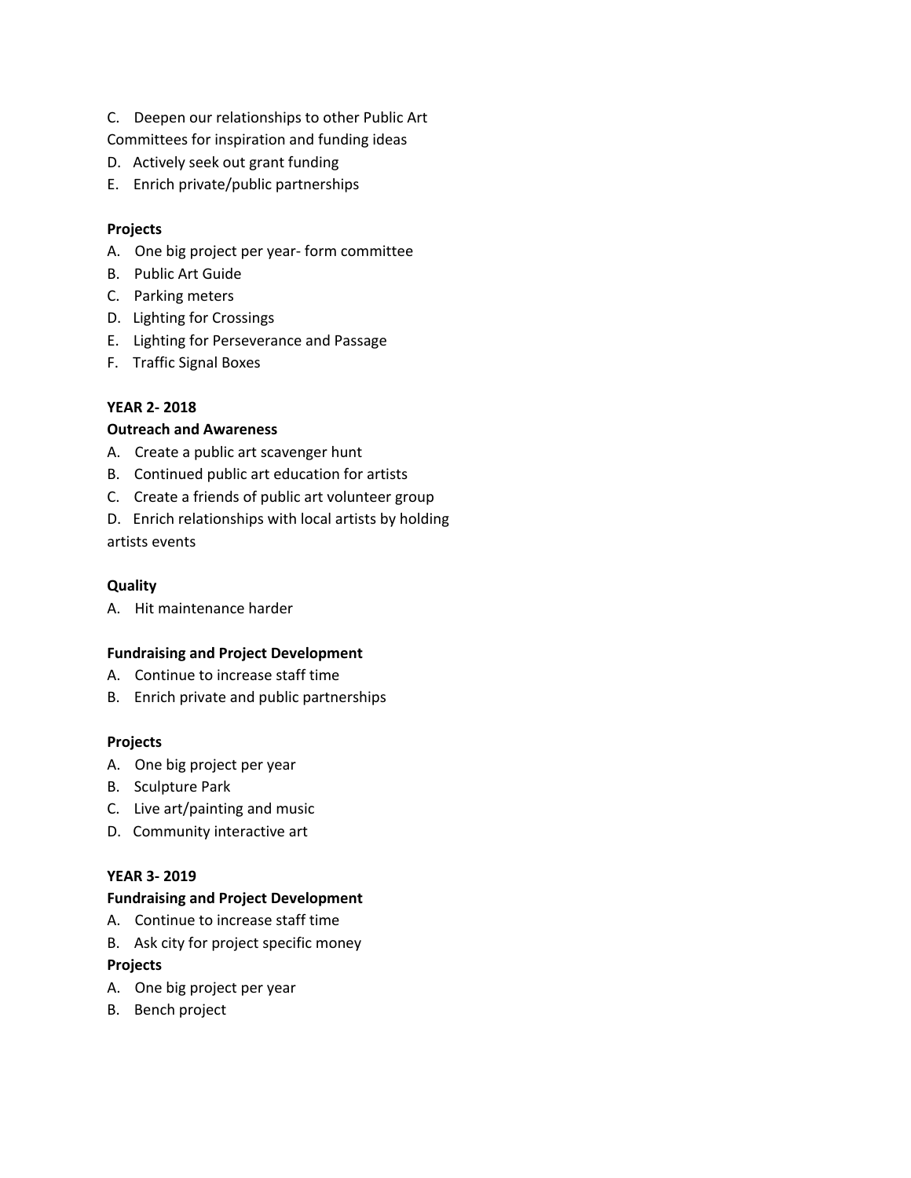C. Deepen our relationships to other Public Art Committees for inspiration and funding ideas
D. Actively seek out grant funding
E. Enrich private/public partnerships

**Projects**

A. One big project per year- form committee
B. Public Art Guide
C. Parking meters
D. Lighting for Crossings
E. Lighting for Perseverance and Passage
F. Traffic Signal Boxes

**YEAR 2- 2018**

**Outreach and Awareness**

A. Create a public art scavenger hunt
B. Continued public art education for artists
C. Create a friends of public art volunteer group
D. Enrich relationships with local artists by holding artists events

**Quality**

A. Hit maintenance harder

**Fundraising and Project Development**

A. Continue to increase staff time
B. Enrich private and public partnerships

**Projects**

A. One big project per year
B. Sculpture Park
C. Live art/painting and music
D. Community interactive art

**YEAR 3- 2019**

**Fundraising and Project Development**

A. Continue to increase staff time
B. Ask city for project specific money

**Projects**

A. One big project per year
B. Bench project